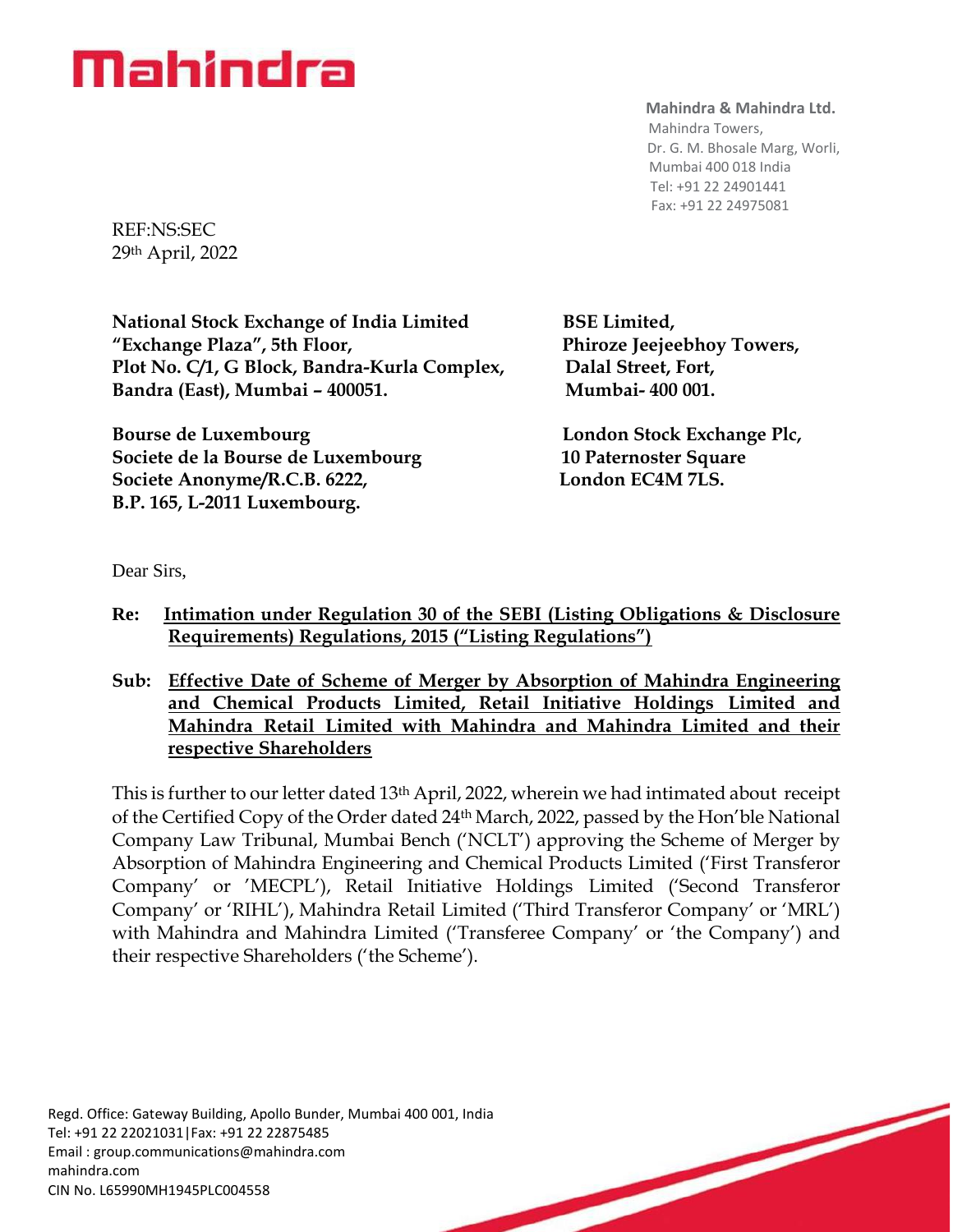# Mahindra

**Mahindra & Mahindra Ltd.**
Mahindra Towers,
Dr. G. M. Bhosale Marg, Worli,
Mumbai 400 018 India
Tel: +91 22 24901441
Fax: +91 22 24975081

REF:NS:SEC
29th April, 2022

**National Stock Exchange of India Limited**
**"Exchange Plaza", 5th Floor,**
**Plot No. C/1, G Block, Bandra-Kurla Complex,**
**Bandra (East), Mumbai – 400051.**

**BSE Limited,**
**Phiroze Jeejeebhoy Towers,**
**Dalal Street, Fort,**
**Mumbai- 400 001.**

**Bourse de Luxembourg**
**Societe de la Bourse de Luxembourg**
**Societe Anonyme/R.C.B. 6222,**
**B.P. 165, L-2011 Luxembourg.**

**London Stock Exchange Plc,**
**10 Paternoster Square**
**London EC4M 7LS.**

Dear Sirs,

**Re: Intimation under Regulation 30 of the SEBI (Listing Obligations & Disclosure Requirements) Regulations, 2015 ("Listing Regulations")**

**Sub: Effective Date of Scheme of Merger by Absorption of Mahindra Engineering and Chemical Products Limited, Retail Initiative Holdings Limited and Mahindra Retail Limited with Mahindra and Mahindra Limited and their respective Shareholders**

This is further to our letter dated 13th April, 2022, wherein we had intimated about receipt of the Certified Copy of the Order dated 24th March, 2022, passed by the Hon'ble National Company Law Tribunal, Mumbai Bench ('NCLT') approving the Scheme of Merger by Absorption of Mahindra Engineering and Chemical Products Limited ('First Transferor Company' or 'MECPL'), Retail Initiative Holdings Limited ('Second Transferor Company' or 'RIHL'), Mahindra Retail Limited ('Third Transferor Company' or 'MRL') with Mahindra and Mahindra Limited ('Transferee Company' or 'the Company') and their respective Shareholders ('the Scheme').

Regd. Office: Gateway Building, Apollo Bunder, Mumbai 400 001, India
Tel: +91 22 22021031|Fax: +91 22 22875485
Email : group.communications@mahindra.com
mahindra.com
CIN No. L65990MH1945PLC004558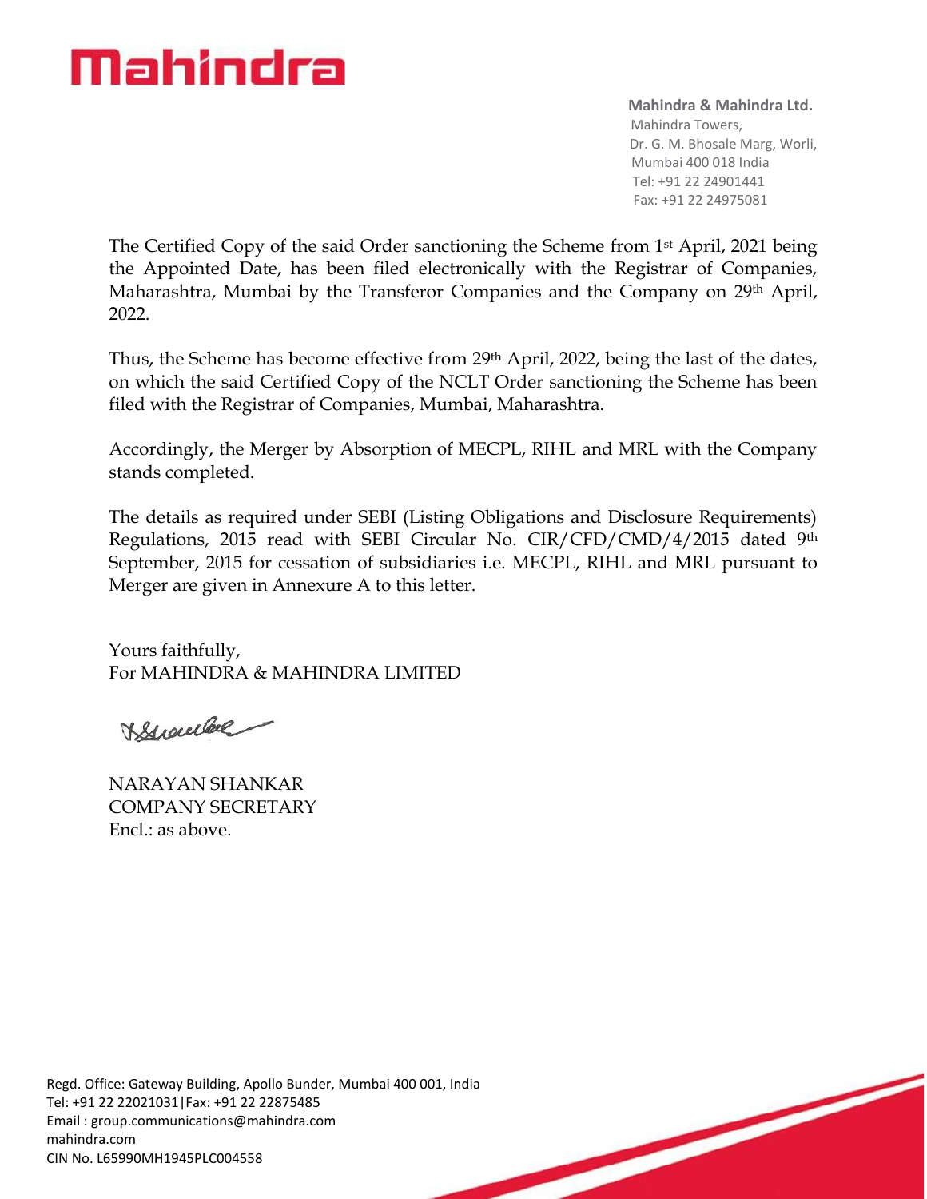The Certified Copy of the said Order sanctioning the Scheme from 1st April, 2021 being the Appointed Date, has been filed electronically with the Registrar of Companies, Maharashtra, Mumbai by the Transferor Companies and the Company on 29th April, 2022.

Thus, the Scheme has become effective from 29th April, 2022, being the last of the dates, on which the said Certified Copy of the NCLT Order sanctioning the Scheme has been filed with the Registrar of Companies, Mumbai, Maharashtra.

Accordingly, the Merger by Absorption of MECPL, RIHL and MRL with the Company stands completed.

The details as required under SEBI (Listing Obligations and Disclosure Requirements) Regulations, 2015 read with SEBI Circular No. CIR/CFD/CMD/4/2015 dated 9th September, 2015 for cessation of subsidiaries i.e. MECPL, RIHL and MRL pursuant to Merger are given in Annexure A to this letter.

Yours faithfully,
For MAHINDRA & MAHINDRA LIMITED

NARAYAN SHANKAR
COMPANY SECRETARY
Encl.: as above.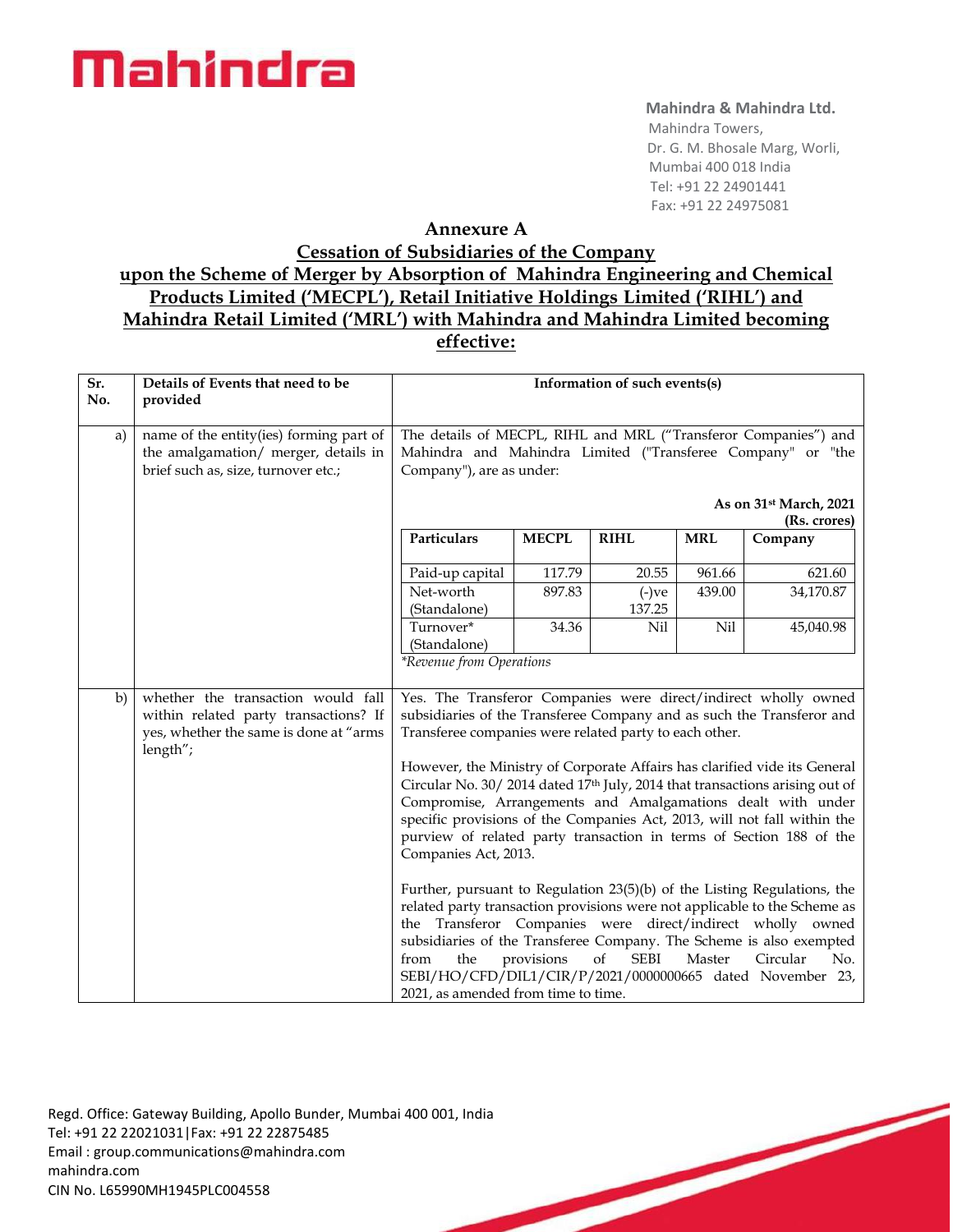**Mahindra & Mahindra Ltd.**
Mahindra Towers,
Dr. G. M. Bhosale Marg, Worli,
Mumbai 400 018 India
Tel: +91 22 24901441
Fax: +91 22 24975081

## Annexure A

## Cessation of Subsidiaries of the Company upon the Scheme of Merger by Absorption of Mahindra Engineering and Chemical Products Limited ('MECPL'), Retail Initiative Holdings Limited ('RIHL') and Mahindra Retail Limited ('MRL') with Mahindra and Mahindra Limited becoming effective:

| Sr. No. | Details of Events that need to be provided | Information of such events(s) |
|---|---|---|
| a) | name of the entity(ies) forming part of the amalgamation/ merger, details in brief such as, size, turnover etc.; | The details of MECPL, RIHL and MRL ("Transferor Companies") and Mahindra and Mahindra Limited ("Transferee Company" or "the Company"), are as under:<br><br>**As on 31st March, 2021 (Rs. crores)**<br><br>**Particulars** / **MECPL** / **RIHL** / **MRL** / **Company**<br>Paid-up capital: 117.79 / 20.55 / 961.66 / 621.60<br>Net-worth (Standalone): 897.83 / (-)ve 137.25 / 439.00 / 34,170.87<br>Turnover* (Standalone): 34.36 / Nil / Nil / 45,040.98<br><br>*Revenue from Operations* |
| b) | whether the transaction would fall within related party transactions? If yes, whether the same is done at "arms length"; | Yes. The Transferor Companies were direct/indirect wholly owned subsidiaries of the Transferee Company and as such the Transferor and Transferee companies were related party to each other.<br><br>However, the Ministry of Corporate Affairs has clarified vide its General Circular No. 30/ 2014 dated 17th July, 2014 that transactions arising out of Compromise, Arrangements and Amalgamations dealt with under specific provisions of the Companies Act, 2013, will not fall within the purview of related party transaction in terms of Section 188 of the Companies Act, 2013.<br><br>Further, pursuant to Regulation 23(5)(b) of the Listing Regulations, the related party transaction provisions were not applicable to the Scheme as the Transferor Companies were direct/indirect wholly owned subsidiaries of the Transferee Company. The Scheme is also exempted from the provisions of SEBI Master Circular No. SEBI/HO/CFD/DIL1/CIR/P/2021/0000000665 dated November 23, 2021, as amended from time to time. |

Regd. Office: Gateway Building, Apollo Bunder, Mumbai 400 001, India
Tel: +91 22 22021031|Fax: +91 22 22875485
Email : group.communications@mahindra.com
mahindra.com
CIN No. L65990MH1945PLC004558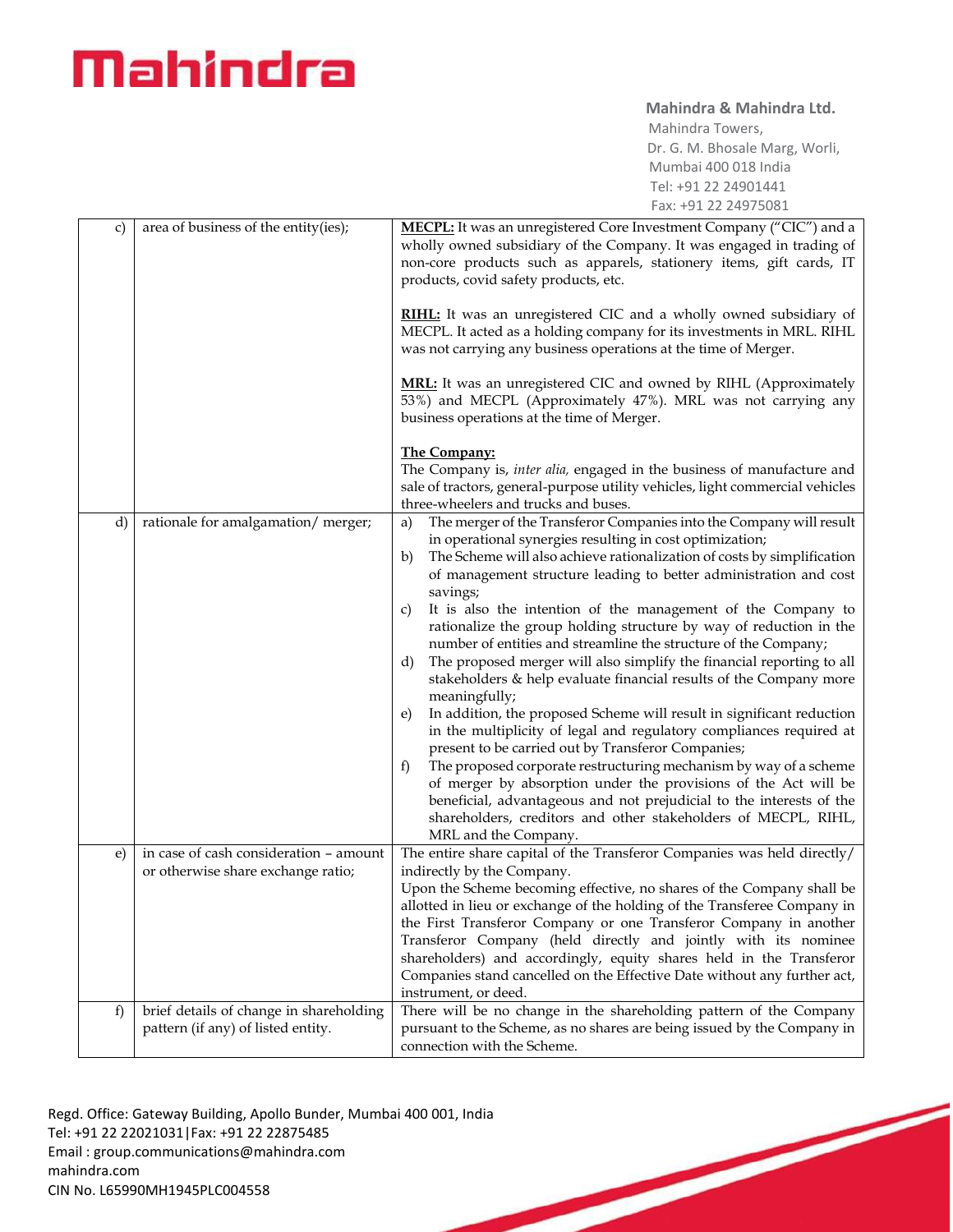| | | |
|---|---|---|
| c) | area of business of the entity(ies); | **MECPL:** It was an unregistered Core Investment Company ("CIC") and a wholly owned subsidiary of the Company. It was engaged in trading of non-core products such as apparels, stationery items, gift cards, IT products, covid safety products, etc.<br><br>**RIHL:** It was an unregistered CIC and a wholly owned subsidiary of MECPL. It acted as a holding company for its investments in MRL. RIHL was not carrying any business operations at the time of Merger.<br><br>**MRL:** It was an unregistered CIC and owned by RIHL (Approximately 53%) and MECPL (Approximately 47%). MRL was not carrying any business operations at the time of Merger.<br><br>**The Company:**<br>The Company is, *inter alia,* engaged in the business of manufacture and sale of tractors, general-purpose utility vehicles, light commercial vehicles three-wheelers and trucks and buses. |
| d) | rationale for amalgamation/ merger; | a) The merger of the Transferor Companies into the Company will result in operational synergies resulting in cost optimization;<br>b) The Scheme will also achieve rationalization of costs by simplification of management structure leading to better administration and cost savings;<br>c) It is also the intention of the management of the Company to rationalize the group holding structure by way of reduction in the number of entities and streamline the structure of the Company;<br>d) The proposed merger will also simplify the financial reporting to all stakeholders & help evaluate financial results of the Company more meaningfully;<br>e) In addition, the proposed Scheme will result in significant reduction in the multiplicity of legal and regulatory compliances required at present to be carried out by Transferor Companies;<br>f) The proposed corporate restructuring mechanism by way of a scheme of merger by absorption under the provisions of the Act will be beneficial, advantageous and not prejudicial to the interests of the shareholders, creditors and other stakeholders of MECPL, RIHL, MRL and the Company. |
| e) | in case of cash consideration – amount or otherwise share exchange ratio; | The entire share capital of the Transferor Companies was held directly/ indirectly by the Company.<br>Upon the Scheme becoming effective, no shares of the Company shall be allotted in lieu or exchange of the holding of the Transferee Company in the First Transferor Company or one Transferor Company in another Transferor Company (held directly and jointly with its nominee shareholders) and accordingly, equity shares held in the Transferor Companies stand cancelled on the Effective Date without any further act, instrument, or deed. |
| f) | brief details of change in shareholding pattern (if any) of listed entity. | There will be no change in the shareholding pattern of the Company pursuant to the Scheme, as no shares are being issued by the Company in connection with the Scheme. |